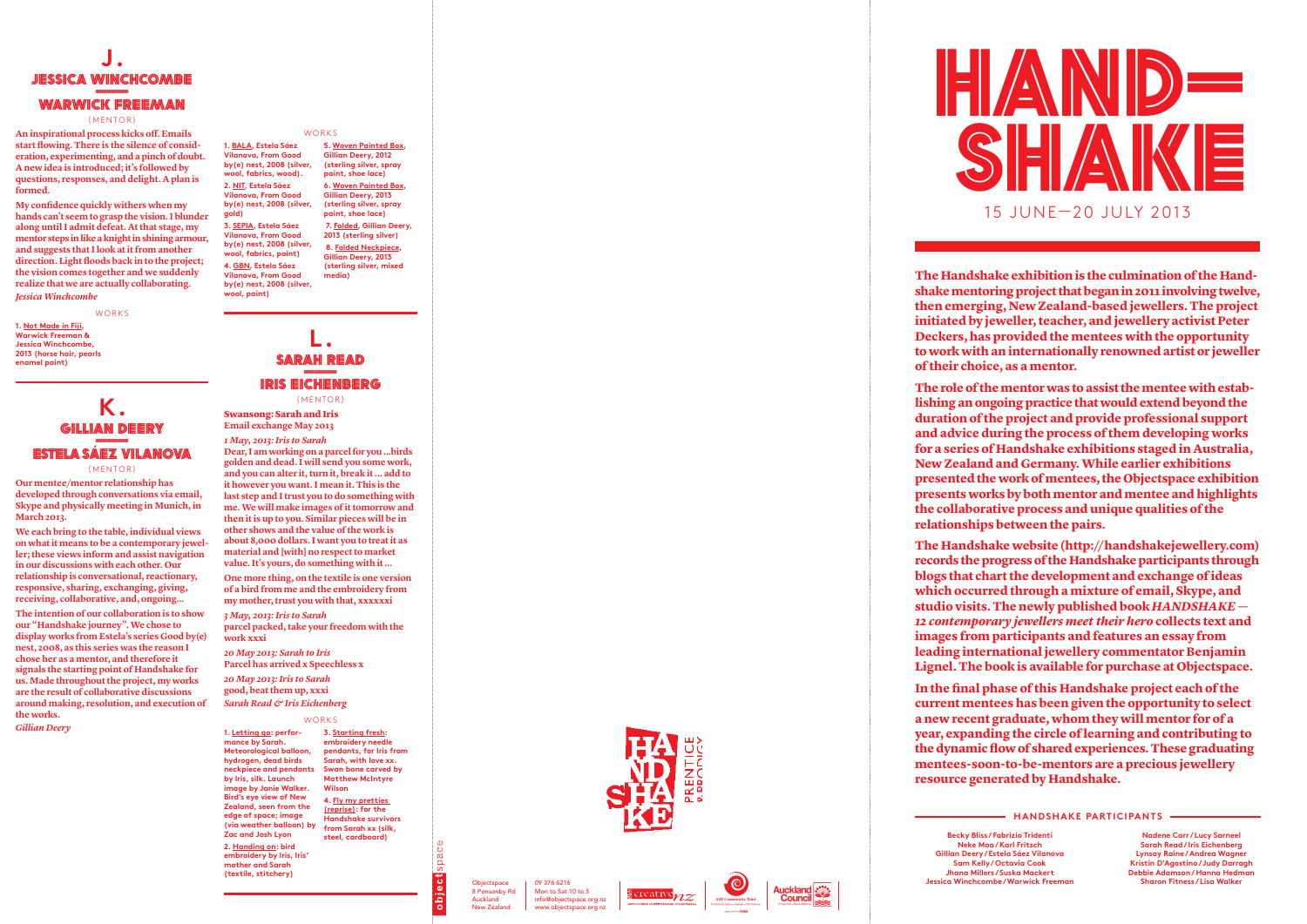# HAND—SHAKE

15 JUNE—20 JULY 2013

**The Handshake exhibition is the culmination of the Handshake mentoring project that began in 2011 involving twelve, then emerging, New Zealand-based jewellers. The project initiated by jeweller, teacher, and jewellery activist Peter Deckers, has provided the mentees with the opportunity to work with an internationally renowned artist or jeweller of their choice, as a mentor.**

**The role of the mentor was to assist the mentee with establishing an ongoing practice that would extend beyond the duration of the project and provide professional support and advice during the process of them developing works for a series of Handshake exhibitions staged in Australia, New Zealand and Germany. While earlier exhibitions presented the work of mentees, the Objectspace exhibition presents works by both mentor and mentee and highlights the collaborative process and unique qualities of the relationships between the pairs.**

**The Handshake website (http://handshakejewellery.com) records the progress of the Handshake participants through blogs that chart the development and exchange of ideas which occurred through a mixture of email, Skype, and studio visits. The newly published book *HANDSHAKE — 12 contemporary jewellers meet their hero* collects text and images from participants and features an essay from leading international jewellery commentator Benjamin Lignel. The book is available for purchase at Objectspace.**

**In the final phase of this Handshake project each of the current mentees has been given the opportunity to select a new recent graduate, whom they will mentor for of a year, expanding the circle of learning and contributing to the dynamic flow of shared experiences. These graduating mentees-soon-to-be-mentors are a precious jewellery resource generated by Handshake.**

## HANDSHAKE PARTICIPANTS

Becky Bliss / Fabrizio Tridenti
Neke Moa / Karl Fritsch
Gillian Deery / Estela Sáez Vilanova
Sam Kelly / Octavia Cook
Jhana Millers / Suska Mackert
Jessica Winchcombe / Warwick Freeman
Nadene Carr / Lucy Sarneel
Sarah Read / Iris Eichenberg
Lynsay Raine / Andrea Wagner
Kristin D'Agostino / Judy Darragh
Debbie Adamson / Hanna Hedman
Sharon Fitness / Lisa Walker

## J. JESSICA WINCHCOMBE — WARWICK FREEMAN (MENTOR)

**An inspirational process kicks off. Emails start flowing. There is the silence of consideration, experimenting, and a pinch of doubt. A new idea is introduced; it's followed by questions, responses, and delight. A plan is formed.**

**My confidence quickly withers when my hands can't seem to grasp the vision. I blunder along until I admit defeat. At that stage, my mentor steps in like a knight in shining armour, and suggests that I look at it from another direction. Light floods back in to the project; the vision comes together and we suddenly realize that we are actually collaborating.**

***Jessica Winchcombe***

WORKS

1. Not Made in Fiji, Warwick Freeman & Jessica Winchcombe, 2013 (horse hair, pearls enamel paint)

## K. GILLIAN DEERY — ESTELA SÁEZ VILANOVA (MENTOR)

**Our mentee/mentor relationship has developed through conversations via email, Skype and physically meeting in Munich, in March 2013.**

**We each bring to the table, individual views on what it means to be a contemporary jeweller; these views inform and assist navigation in our discussions with each other. Our relationship is conversational, reactionary, responsive, sharing, exchanging, giving, receiving, collaborative, and, ongoing...**

**The intention of our collaboration is to show our "Handshake journey". We chose to display works from Estela's series Good by(e) nest, 2008, as this series was the reason I chose her as a mentor, and therefore it signals the starting point of Handshake for us. Made throughout the project, my works are the result of collaborative discussions around making, resolution, and execution of the works.**

***Gillian Deery***

WORKS

1. BALA, Estela Sáez Vilanova, From Good by(e) nest, 2008 (silver, wool, fabrics, wood).
2. NIT, Estela Sáez Vilanova, From Good by(e) nest, 2008 (silver, gold)
3. SEPIA, Estela Sáez Vilanova, From Good by(e) nest, 2008 (silver, wool, fabrics, paint)
4. GBN, Estela Sáez Vilanova, From Good by(e) nest, 2008 (silver, wool, paint)
5. Woven Painted Box, Gillian Deery, 2012 (sterling silver, spray paint, shoe lace)
6. Woven Painted Box, Gillian Deery, 2013 (sterling silver, spray paint, shoe lace)
7. Folded, Gillian Deery, 2013 (sterling silver)
8. Folded Neckpiece, Gillian Deery, 2013 (sterling silver, mixed media)

## L. SARAH READ — IRIS EICHENBERG (MENTOR)

**Swansong: Sarah and Iris**
**Email exchange May 2013**

***1 May, 2013: Iris to Sarah***

**Dear, I am working on a parcel for you ...birds golden and dead. I will send you some work, and you can alter it, turn it, break it ... add to it however you want. I mean it. This is the last step and I trust you to do something with me. We will make images of it tomorrow and then it is up to you. Similar pieces will be in other shows and the value of the work is about 8,000 dollars. I want you to treat it as material and [with] no respect to market value. It's yours, do something with it ...**

**One more thing, on the textile is one version of a bird from me and the embroidery from my mother, trust you with that, xxxxxxi**

***3 May, 2013: Iris to Sarah***

**parcel packed, take your freedom with the work xxxi**

***20 May 2013: Sarah to Iris***

**Parcel has arrived x Speechless x**

***20 May 2013: Iris to Sarah***

**good, beat them up, xxxi**

***Sarah Read & Iris Eichenberg***

WORKS

1. Letting go: performance by Sarah. Meteorological balloon, hydrogen, dead birds neckpiece and pendants by Iris, silk. Launch image by Janie Walker. Bird's eye view of New Zealand, seen from the edge of space; image (via weather balloon) by Zac and Josh Lyon
2. Handing on: bird embroidery by Iris, Iris' mother and Sarah (textile, stitchery)
3. Starting fresh: embroidery needle pendants, for Iris from Sarah, with love xx. Swan bone carved by Matthew McIntyre Wilson
4. Fly my pretties (reprise): for the Handshake survivors from Sarah xx (silk, steel, cardboard)

HANDSHAKE — PRENTICE & PRODIGY

objectspace

Objectspace
8 Ponsonby Rd
Auckland
New Zealand

09 376 6216
Mon to Sat 10 to 5
info@objectspace.org.nz
www.objectspace.org.nz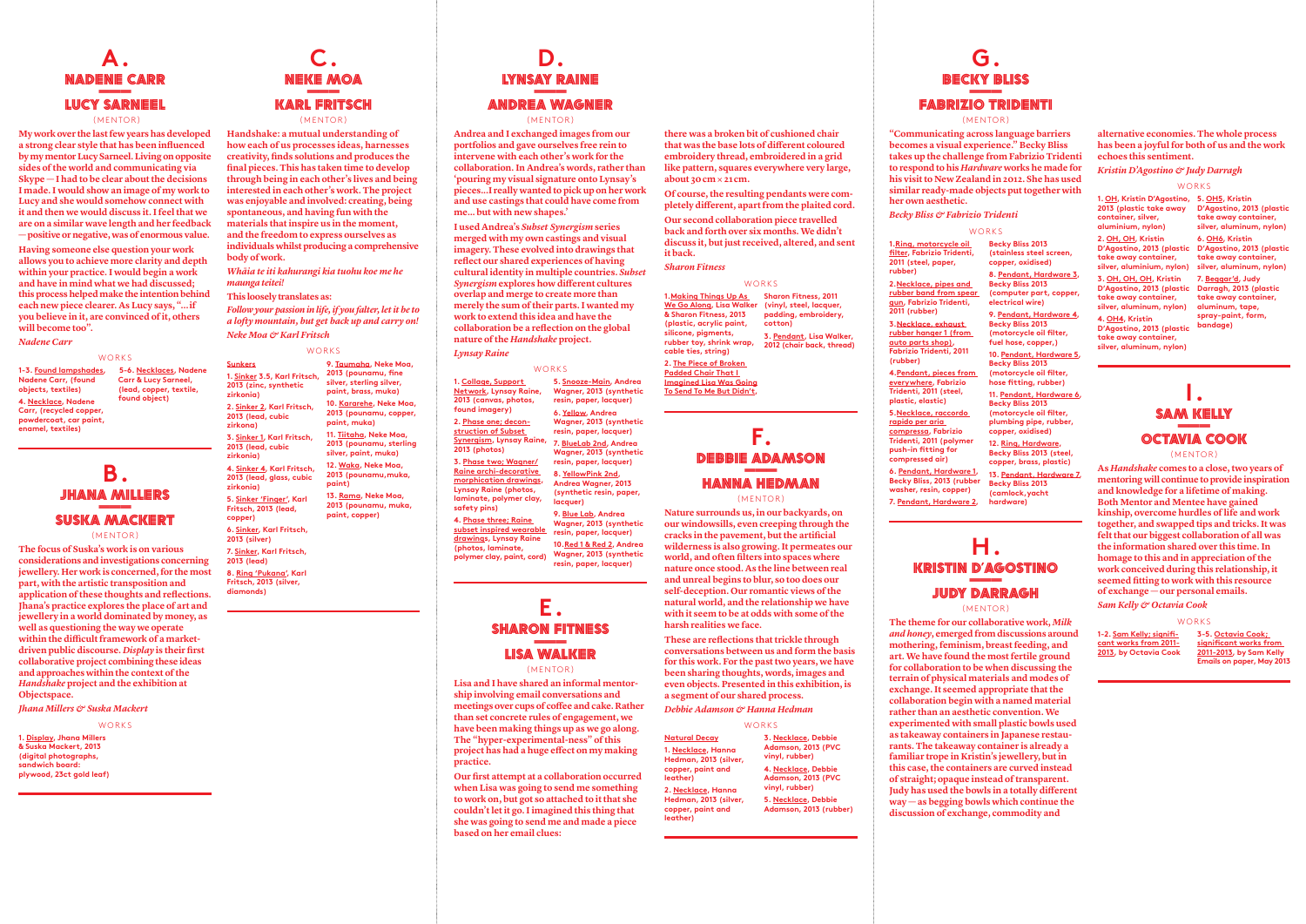# A.

## NADENE CARR

## LUCY SARNEEL

(MENTOR)

**My work over the last few years has developed a strong clear style that has been influenced by my mentor Lucy Sarneel. Living on opposite sides of the world and communicating via Skype — I had to be clear about the decisions I made. I would show an image of my work to Lucy and she would somehow connect with it and then we would discuss it. I felt that we are on a similar wave length and her feedback — positive or negative, was of enormous value.**

**Having someone else question your work allows you to achieve more clarity and depth within your practice. I would begin a work and have in mind what we had discussed; this process helped make the intention behind each new piece clearer. As Lucy says, "...if you believe in it, are convinced of it, others will become too".**

***Nadene Carr***

WORKS

1–3. Found lampshades, Nadene Carr, (found objects, textiles)

4. Necklace, Nadene Carr, (recycled copper, powdercoat, car paint, enamel, textiles)

5–6. Necklaces, Nadene Carr & Lucy Sarneel, (lead, copper, textile, found object)

# B.

## JHANA MILLERS

## SUSKA MACKERT

(MENTOR)

**The focus of Suska's work is on various considerations and investigations concerning jewellery. Her work is concerned, for the most part, with the artistic transposition and application of these thoughts and reflections. Jhana's practice explores the place of art and jewellery in a world dominated by money, as well as questioning the way we operate within the difficult framework of a market-driven public discourse. *Display* is their first collaborative project combining these ideas and approaches within the context of the *Handshake* project and the exhibition at Objectspace.**

***Jhana Millers & Suska Mackert***

WORKS

1. Display, Jhana Millers & Suska Mackert, 2013 (digital photographs, sandwich board: plywood, 23ct gold leaf)

# C.

## NEKE MOA

## KARL FRITSCH

(MENTOR)

**Handshake: a mutual understanding of how each of us processes ideas, harnesses creativity, finds solutions and produces the final pieces. This has taken time to develop through being in each other's lives and being interested in each other's work. The project was enjoyable and involved: creating, being spontaneous, and having fun with the materials that inspire us in the moment, and the freedom to express ourselves as individuals whilst producing a comprehensive body of work.**

***Whāia te iti kahurangi kia tuohu koe me he maunga teitei!***

**This loosely translates as:**

***Follow your passion in life, if you falter, let it be to a lofty mountain, but get back up and carry on!***

***Neke Moa & Karl Fritsch***

WORKS

Sunkers

1. Sinker 3.5, Karl Fritsch, 2013 (zinc, synthetic zirkonia)

2. Sinker 2, Karl Fritsch, 2013 (lead, cubic zirkona)

3. Sinker 1, Karl Fritsch, 2013 (lead, cubic zirkonia)

4. Sinker 4, Karl Fritsch, 2013 (lead, glass, cubic zirkonia)

5. Sinker 'Finger', Karl Fritsch, 2013 (lead, copper)

6. Sinker, Karl Fritsch, 2013 (silver)

7. Sinker, Karl Fritsch, 2013 (lead)

8. Ring 'Pukana', Karl Fritsch, 2013 (silver, diamonds)

9. Taumaha, Neke Moa, 2013 (pounamu, fine silver, sterling silver, paint, brass, muka)

10. Kararehe, Neke Moa, 2013 (pounamu, copper, paint, muka)

11. Tiitaha, Neke Moa, 2013 (pounamu, sterling silver, paint, muka)

12. Waka, Neke Moa, 2013 (pounamu,muka, paint)

13. Rama, Neke Moa, 2013 (pounamu, muka, paint, copper)

# D.

## LYNSAY RAINE

## ANDREA WAGNER

(MENTOR)

**Andrea and I exchanged images from our portfolios and gave ourselves free rein to intervene with each other's work for the collaboration. In Andrea's words, rather than 'pouring my visual signature onto Lynsay's pieces...I really wanted to pick up on her work and use castings that could have come from me... but with new shapes.'**

**I used Andrea's *Subset Synergism* series merged with my own castings and visual imagery. These evolved into drawings that reflect our shared experiences of having cultural identity in multiple countries. *Subset Synergism* explores how different cultures overlap and merge to create more than merely the sum of its parts. I wanted my work to extend this idea and have the collaboration be a reflection on the global nature of the *Handshake* project.**

***Lynsay Raine***

WORKS

1. Collage, Support Network, Lynsay Raine, 2013 (canvas, photos, found imagery)

2. Phase one; deconstruction of Subset Synergism, Lynsay Raine, 2013 (photos)

3. Phase two; Wagner/Raine archi-decorative morphication drawings, Lynsay Raine (photos, laminate, polymer clay, safety pins)

4. Phase three; Raine subset inspired wearable drawings, Lynsay Raine (photos, laminate, polymer clay, paint, cord)

5. Snooze-Main, Andrea Wagner, 2013 (synthetic resin, paper, lacquer)

6. Yellow, Andrea Wagner, 2013 (synthetic resin, paper, lacquer)

7. BlueLab 2nd, Andrea Wagner, 2013 (synthetic resin, paper, lacquer)

8. YellowPink 2nd, Andrea Wagner, 2013 (synthetic resin, paper, lacquer)

9. Blue Lab, Andrea Wagner, 2013 (synthetic resin, paper, lacquer)

10. Red 1 & Red 2, Andrea Wagner, 2013 (synthetic resin, paper, lacquer)

# E.

## SHARON FITNESS

## LISA WALKER

(MENTOR)

**Lisa and I have shared an informal mentorship involving email conversations and meetings over cups of coffee and cake. Rather than set concrete rules of engagement, we have been making things up as we go along. The "hyper-experimental-ness" of this project has had a huge effect on my making practice.**

**Our first attempt at a collaboration occurred when Lisa was going to send me something to work on, but got so attached to it that she couldn't let it go. I imagined this thing that she was going to send me and made a piece based on her email clues: there was a broken bit of cushioned chair that was the base lots of different coloured embroidery thread, embroidered in a grid like pattern, squares everywhere very large, about 30 cm × 21 cm.**

**Of course, the resulting pendants were completely different, apart from the plaited cord.**

**Our second collaboration piece travelled back and forth over six months. We didn't discuss it, but just received, altered, and sent it back.**

***Sharon Fitness***

WORKS

1. Making Things Up As We Go Along, Lisa Walker & Sharon Fitness, 2013 (plastic, acrylic paint, silicone, pigments, rubber toy, shrink wrap, cable ties, string)

2. The Piece of Broken Padded Chair That I Imagined Lisa Was Going To Send To Me But Didn't, Sharon Fitness, 2011 (vinyl, steel, lacquer, padding, embroidery, cotton)

3. Pendant, Lisa Walker, 2012 (chair back, thread)

# F.

## DEBBIE ADAMSON

## HANNA HEDMAN

(MENTOR)

**Nature surrounds us, in our backyards, on our windowsills, even creeping through the cracks in the pavement, but the artificial wilderness is also growing. It permeates our world, and often filters into spaces where nature once stood. As the line between real and unreal begins to blur, so too does our self-deception. Our romantic views of the natural world, and the relationship we have with it seem to be at odds with some of the harsh realities we face.**

**These are reflections that trickle through conversations between us and form the basis for this work. For the past two years, we have been sharing thoughts, words, images and even objects. Presented in this exhibition, is a segment of our shared process.**

***Debbie Adamson & Hanna Hedman***

WORKS

Natural Decay

1. Necklace, Hanna Hedman, 2013 (silver, copper, paint and leather)

2. Necklace, Hanna Hedman, 2013 (silver, copper, paint and leather)

3. Necklace, Debbie Adamson, 2013 (PVC vinyl, rubber)

4. Necklace, Debbie Adamson, 2013 (PVC vinyl, rubber)

5. Necklace, Debbie Adamson, 2013 (rubber)

# G.

## BECKY BLISS

## FABRIZIO TRIDENTI

(MENTOR)

**"Communicating across language barriers becomes a visual experience." Becky Bliss takes up the challenge from Fabrizio Tridenti to respond to his *Hardware* works he made for his visit to New Zealand in 2012. She has used similar ready-made objects put together with her own aesthetic.**

***Becky Bliss & Fabrizio Tridenti***

WORKS

1. Ring, motorcycle oil filter, Fabrizio Tridenti, 2011 (steel, paper, rubber)

2. Necklace, pipes and rubber band from spear gun, Fabrizio Tridenti, 2011 (rubber)

3. Necklace, exhaust rubber hanger 1 (from auto parts shop), Fabrizio Tridenti, 2011 (rubber)

4. Pendant, pieces from everywhere, Fabrizio Tridenti, 2011 (steel, plastic, elastic)

5. Necklace, raccordo rapido per aria compressa, Fabrizio Tridenti, 2011 (polymer push-in fitting for compressed air)

6. Pendant, Hardware 1, Becky Bliss, 2013 (rubber washer, resin, copper)

7. Pendant, Hardware 2, Becky Bliss 2013 (stainless steel screen, copper, oxidised)

8. Pendant, Hardware 3, Becky Bliss 2013 (computer part, copper, electrical wire)

9. Pendant, Hardware 4, Becky Bliss 2013 (motorcycle oil filter, fuel hose, copper,)

10. Pendant, Hardware 5, Becky Bliss 2013 (motorcycle oil filter, hose fitting, rubber)

11. Pendant, Hardware 6, Becky Bliss 2013 (motorcycle oil filter, plumbing pipe, rubber, copper, oxidised)

12. Ring, Hardware, Becky Bliss 2013 (steel, copper, brass, plastic)

13. Pendant, Hardware 7, Becky Bliss 2013 (camlock,yacht hardware)

# H.

## KRISTIN D'AGOSTINO

## JUDY DARRAGH

(MENTOR)

**The theme for our collaborative work, *Milk and honey*, emerged from discussions around mothering, feminism, breast feeding, and art. We have found the most fertile ground for collaboration to be when discussing the terrain of physical materials and modes of exchange. It seemed appropriate that the collaboration begin with a named material rather than an aesthetic convention. We experimented with small plastic bowls used as takeaway containers in Japanese restaurants. The takeaway container is already a familiar trope in Kristin's jewellery, but in this case, the containers are curved instead of straight; opaque instead of transparent. Judy has used the bowls in a totally different way — as begging bowls which continue the discussion of exchange, commodity and alternative economies. The whole process has been a joyful for both of us and the work echoes this sentiment.**

***Kristin D'Agostino & Judy Darragh***

WORKS

1. OH, Kristin D'Agostino, 2013 (plastic take away container, silver, aluminium, nylon)

2. OH, OH, Kristin D'Agostino, 2013 (plastic take away container, silver, aluminium, nylon)

3. OH, OH, OH, Kristin D'Agostino, 2013 (plastic take away container, silver, aluminum, nylon)

4. OH4, Kristin D'Agostino, 2013 (plastic take away container, silver, aluminum, nylon)

5. OH5, Kristin D'Agostino, 2013 (plastic take away container, silver, aluminum, nylon)

6. OH6, Kristin D'Agostino, 2013 (plastic take away container, silver, aluminium, nylon)

7. Beggar'd, Judy Darragh, 2013 (plastic take away container, aluminum, tape, spray-paint, form, bandage)

# I.

## SAM KELLY

## OCTAVIA COOK

(MENTOR)

**As *Handshake* comes to a close, two years of mentoring will continue to provide inspiration and knowledge for a lifetime of making. Both Mentor and Mentee have gained kinship, overcome hurdles of life and work together, and swapped tips and tricks. It was felt that our biggest collaboration of all was the information shared over this time. In homage to this and in appreciation of the work conceived during this relationship, it seemed fitting to work with this resource of exchange — our personal emails.**

***Sam Kelly & Octavia Cook***

WORKS

1–2. Sam Kelly; significant works from 2011–2013, by Octavia Cook

3–5. Octavia Cook; significant works from 2011–2013, by Sam Kelly Emails on paper, May 2013